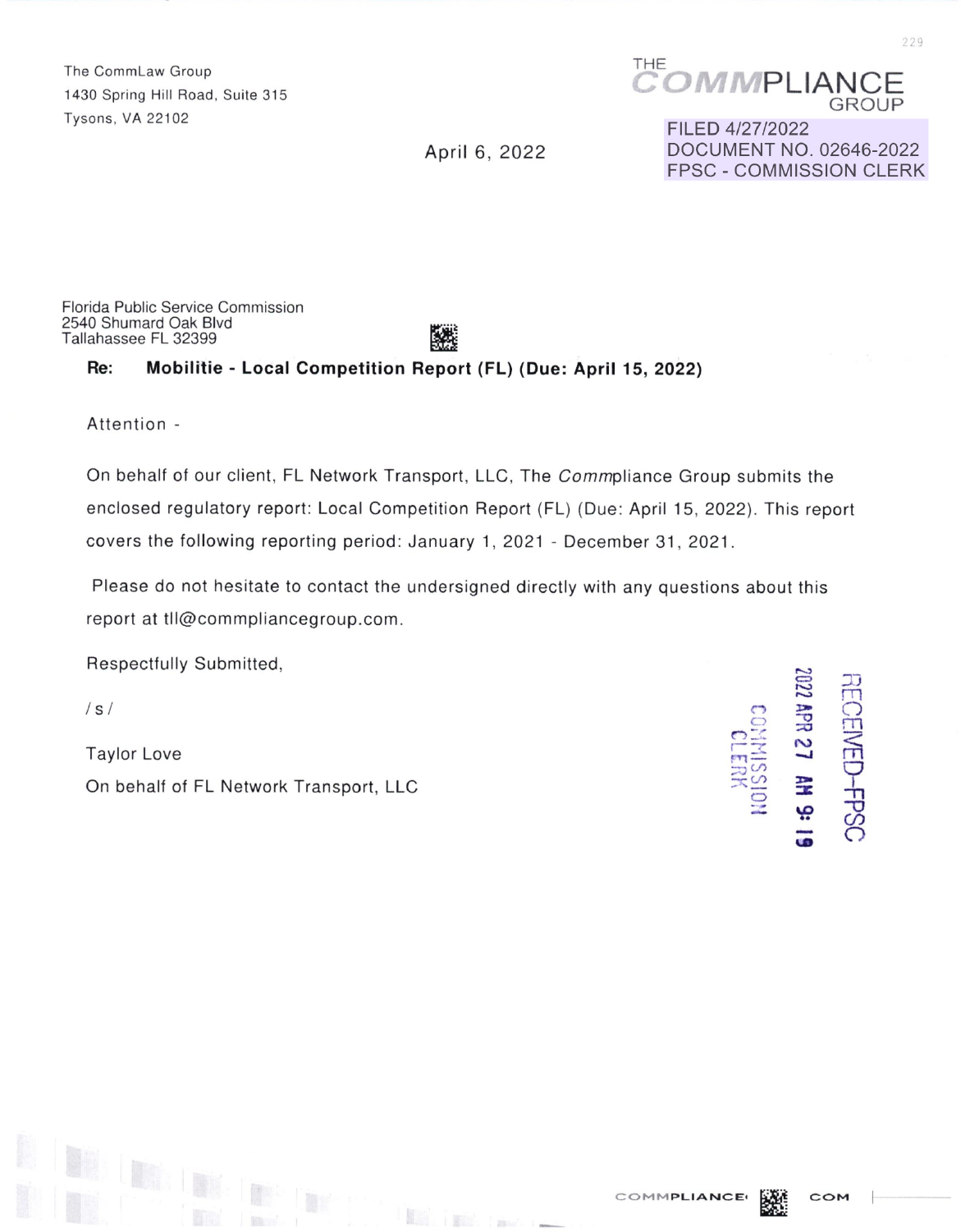The CommLaw Group
1430 Spring Hill Road, Suite 315
Tysons, VA 22102

THE COMMPLIANCE GROUP

FILED 4/27/2022
DOCUMENT NO. 02646-2022
FPSC - COMMISSION CLERK

April 6, 2022

Florida Public Service Commission
2540 Shumard Oak Blvd
Tallahassee FL 32399

**Re: Mobilitie - Local Competition Report (FL) (Due: April 15, 2022)**

Attention -

On behalf of our client, FL Network Transport, LLC, The *Comm*pliance Group submits the enclosed regulatory report: Local Competition Report (FL) (Due: April 15, 2022). This report covers the following reporting period: January 1, 2021 - December 31, 2021.

Please do not hesitate to contact the undersigned directly with any questions about this report at tll@commpliancegroup.com.

Respectfully Submitted,

/ s /

Taylor Love

On behalf of FL Network Transport, LLC

RECEIVED-FPSC
2022 APR 27 AM 9: 19
COMMISSION CLERK

COMMPLIANCE COM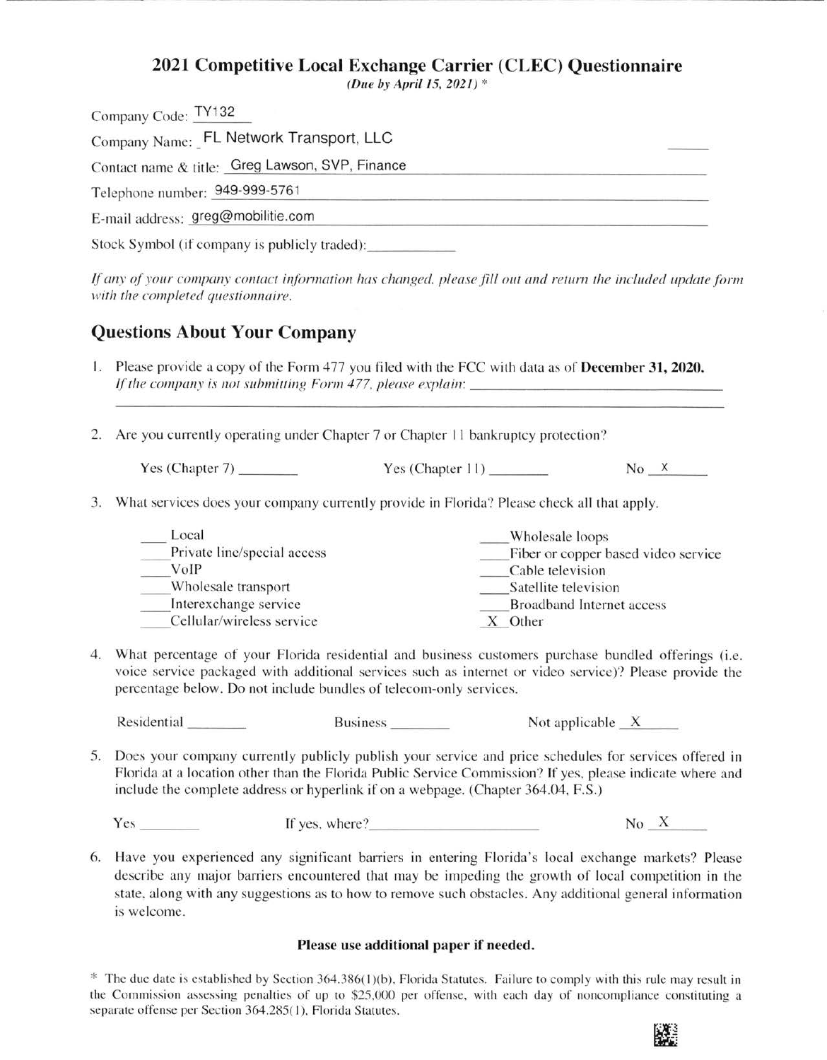# 2021 Competitive Local Exchange Carrier (CLEC) Questionnaire

*(Due by April 15, 2021)* *

Company Code: TY132

Company Name: FL Network Transport, LLC

Contact name & title: Greg Lawson, SVP, Finance

Telephone number: 949-999-5761

E-mail address: greg@mobilitie.com

Stock Symbol (if company is publicly traded): ____________

*If any of your company contact information has changed, please fill out and return the included update form with the completed questionnaire.*

## Questions About Your Company

1. Please provide a copy of the Form 477 you filed with the FCC with data as of **December 31, 2020.** *If the company is not submitting Form 477, please explain:* ________________________________

2. Are you currently operating under Chapter 7 or Chapter 11 bankruptcy protection?

   Yes (Chapter 7) ________ Yes (Chapter 11) ________ No X

3. What services does your company currently provide in Florida? Please check all that apply.

   ___ Local
   ___ Private line/special access
   ___ VoIP
   ___ Wholesale transport
   ___ Interexchange service
   ___ Cellular/wireless service
   ___ Wholesale loops
   ___ Fiber or copper based video service
   ___ Cable television
   ___ Satellite television
   ___ Broadband Internet access
   X Other

4. What percentage of your Florida residential and business customers purchase bundled offerings (i.e. voice service packaged with additional services such as internet or video service)? Please provide the percentage below. Do not include bundles of telecom-only services.

   Residential ________ Business ________ Not applicable X

5. Does your company currently publicly publish your service and price schedules for services offered in Florida at a location other than the Florida Public Service Commission? If yes, please indicate where and include the complete address or hyperlink if on a webpage. (Chapter 364.04, F.S.)

   Yes ________ If yes, where? ______________________ No X

6. Have you experienced any significant barriers in entering Florida's local exchange markets? Please describe any major barriers encountered that may be impeding the growth of local competition in the state, along with any suggestions as to how to remove such obstacles. Any additional general information is welcome.

**Please use additional paper if needed.**

\* The due date is established by Section 364.386(1)(b), Florida Statutes. Failure to comply with this rule may result in the Commission assessing penalties of up to $25,000 per offense, with each day of noncompliance constituting a separate offense per Section 364.285(1), Florida Statutes.